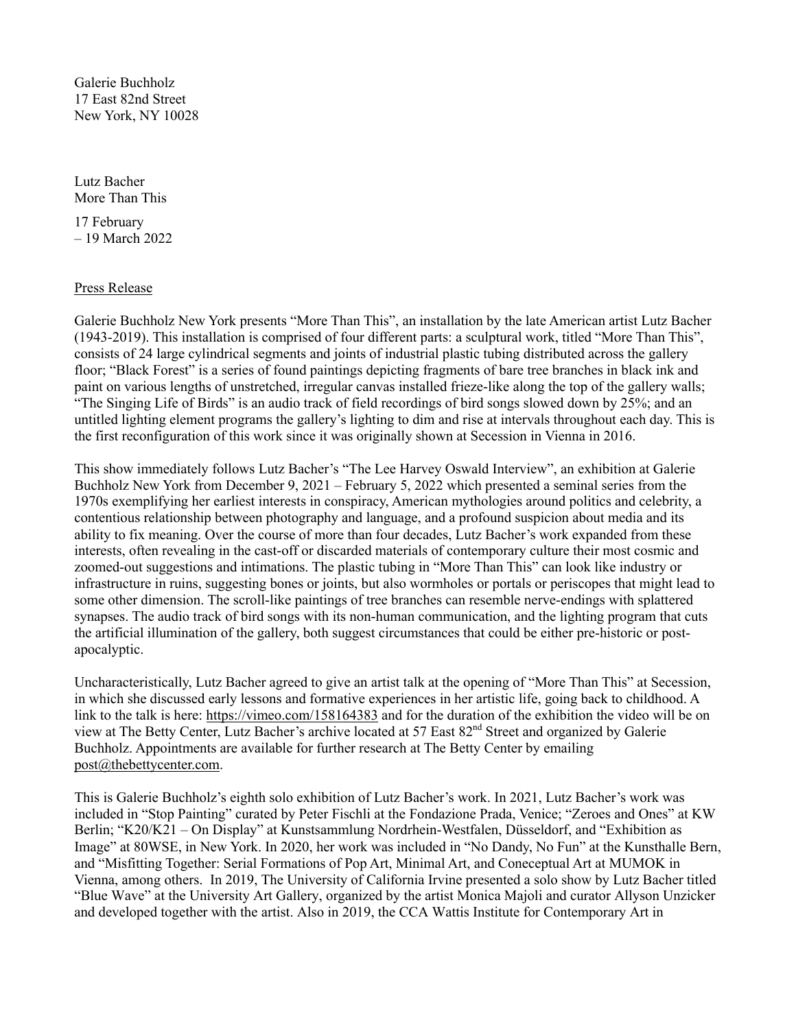Galerie Buchholz
17 East 82nd Street
New York, NY 10028

Lutz Bacher
More Than This

17 February
– 19 March 2022

Press Release

Galerie Buchholz New York presents "More Than This", an installation by the late American artist Lutz Bacher (1943-2019). This installation is comprised of four different parts: a sculptural work, titled "More Than This", consists of 24 large cylindrical segments and joints of industrial plastic tubing distributed across the gallery floor; "Black Forest" is a series of found paintings depicting fragments of bare tree branches in black ink and paint on various lengths of unstretched, irregular canvas installed frieze-like along the top of the gallery walls; "The Singing Life of Birds" is an audio track of field recordings of bird songs slowed down by 25%; and an untitled lighting element programs the gallery's lighting to dim and rise at intervals throughout each day. This is the first reconfiguration of this work since it was originally shown at Secession in Vienna in 2016.

This show immediately follows Lutz Bacher's "The Lee Harvey Oswald Interview", an exhibition at Galerie Buchholz New York from December 9, 2021 – February 5, 2022 which presented a seminal series from the 1970s exemplifying her earliest interests in conspiracy, American mythologies around politics and celebrity, a contentious relationship between photography and language, and a profound suspicion about media and its ability to fix meaning. Over the course of more than four decades, Lutz Bacher's work expanded from these interests, often revealing in the cast-off or discarded materials of contemporary culture their most cosmic and zoomed-out suggestions and intimations. The plastic tubing in "More Than This" can look like industry or infrastructure in ruins, suggesting bones or joints, but also wormholes or portals or periscopes that might lead to some other dimension. The scroll-like paintings of tree branches can resemble nerve-endings with splattered synapses. The audio track of bird songs with its non-human communication, and the lighting program that cuts the artificial illumination of the gallery, both suggest circumstances that could be either pre-historic or post-apocalyptic.

Uncharacteristically, Lutz Bacher agreed to give an artist talk at the opening of "More Than This" at Secession, in which she discussed early lessons and formative experiences in her artistic life, going back to childhood. A link to the talk is here: https://vimeo.com/158164383 and for the duration of the exhibition the video will be on view at The Betty Center, Lutz Bacher's archive located at 57 East 82nd Street and organized by Galerie Buchholz. Appointments are available for further research at The Betty Center by emailing post@thebettycenter.com.

This is Galerie Buchholz's eighth solo exhibition of Lutz Bacher's work. In 2021, Lutz Bacher's work was included in "Stop Painting" curated by Peter Fischli at the Fondazione Prada, Venice; "Zeroes and Ones" at KW Berlin; "K20/K21 – On Display" at Kunstsammlung Nordrhein-Westfalen, Düsseldorf, and "Exhibition as Image" at 80WSE, in New York. In 2020, her work was included in "No Dandy, No Fun" at the Kunsthalle Bern, and "Misfitting Together: Serial Formations of Pop Art, Minimal Art, and Coneceptual Art at MUMOK in Vienna, among others. In 2019, The University of California Irvine presented a solo show by Lutz Bacher titled "Blue Wave" at the University Art Gallery, organized by the artist Monica Majoli and curator Allyson Unzicker and developed together with the artist. Also in 2019, the CCA Wattis Institute for Contemporary Art in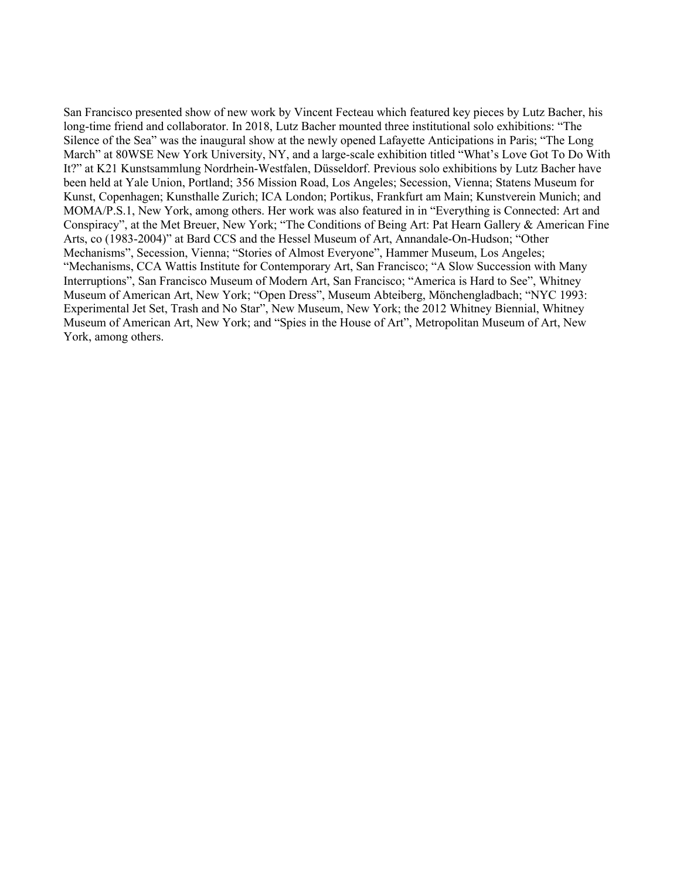San Francisco presented show of new work by Vincent Fecteau which featured key pieces by Lutz Bacher, his long-time friend and collaborator. In 2018, Lutz Bacher mounted three institutional solo exhibitions: "The Silence of the Sea" was the inaugural show at the newly opened Lafayette Anticipations in Paris; "The Long March" at 80WSE New York University, NY, and a large-scale exhibition titled "What's Love Got To Do With It?" at K21 Kunstsammlung Nordrhein-Westfalen, Düsseldorf. Previous solo exhibitions by Lutz Bacher have been held at Yale Union, Portland; 356 Mission Road, Los Angeles; Secession, Vienna; Statens Museum for Kunst, Copenhagen; Kunsthalle Zurich; ICA London; Portikus, Frankfurt am Main; Kunstverein Munich; and MOMA/P.S.1, New York, among others. Her work was also featured in in "Everything is Connected: Art and Conspiracy", at the Met Breuer, New York; "The Conditions of Being Art: Pat Hearn Gallery & American Fine Arts, co (1983-2004)" at Bard CCS and the Hessel Museum of Art, Annandale-On-Hudson; "Other Mechanisms", Secession, Vienna; "Stories of Almost Everyone", Hammer Museum, Los Angeles; "Mechanisms, CCA Wattis Institute for Contemporary Art, San Francisco; "A Slow Succession with Many Interruptions", San Francisco Museum of Modern Art, San Francisco; "America is Hard to See", Whitney Museum of American Art, New York; "Open Dress", Museum Abteiberg, Mönchengladbach; "NYC 1993: Experimental Jet Set, Trash and No Star", New Museum, New York; the 2012 Whitney Biennial, Whitney Museum of American Art, New York; and "Spies in the House of Art", Metropolitan Museum of Art, New York, among others.